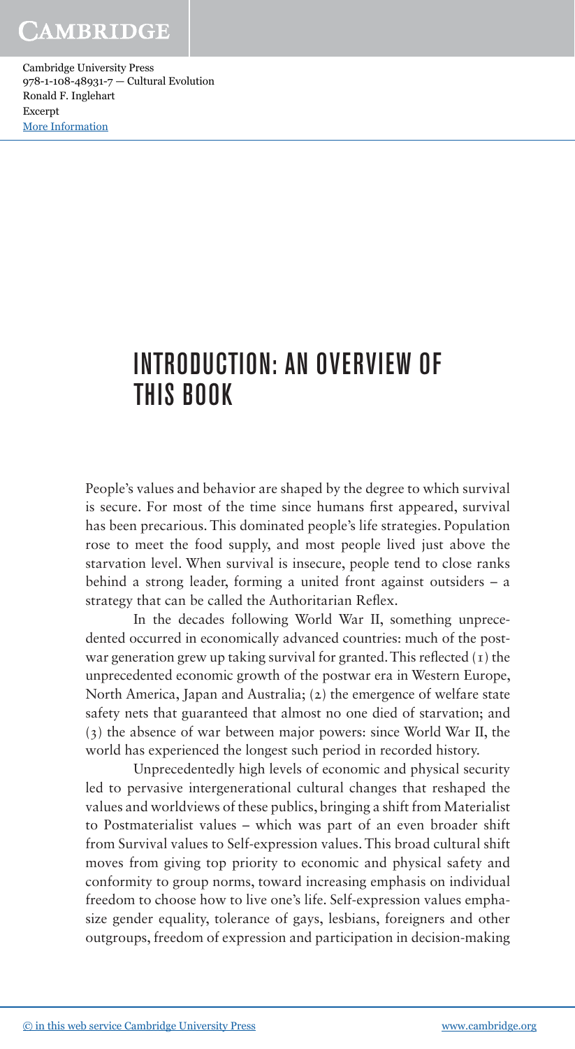# INTRODUCTION: AN OVERVIEW OF THIS BOOK

People's values and behavior are shaped by the degree to which survival is secure. For most of the time since humans first appeared, survival has been precarious. This dominated people's life strategies. Population rose to meet the food supply, and most people lived just above the starvation level. When survival is insecure, people tend to close ranks behind a strong leader, forming a united front against outsiders – a strategy that can be called the Authoritarian Reflex.

In the decades following World War II, something unprecedented occurred in economically advanced countries: much of the postwar generation grew up taking survival for granted. This reflected (1) the unprecedented economic growth of the postwar era in Western Europe, North America, Japan and Australia; (2) the emergence of welfare state safety nets that guaranteed that almost no one died of starvation; and (3) the absence of war between major powers: since World War II, the world has experienced the longest such period in recorded history.

Unprecedentedly high levels of economic and physical security led to pervasive intergenerational cultural changes that reshaped the values and worldviews of these publics, bringing a shift from Materialist to Postmaterialist values – which was part of an even broader shift from Survival values to Self-expression values. This broad cultural shift moves from giving top priority to economic and physical safety and conformity to group norms, toward increasing emphasis on individual freedom to choose how to live one's life. Self-expression values emphasize gender equality, tolerance of gays, lesbians, foreigners and other outgroups, freedom of expression and participation in decision-making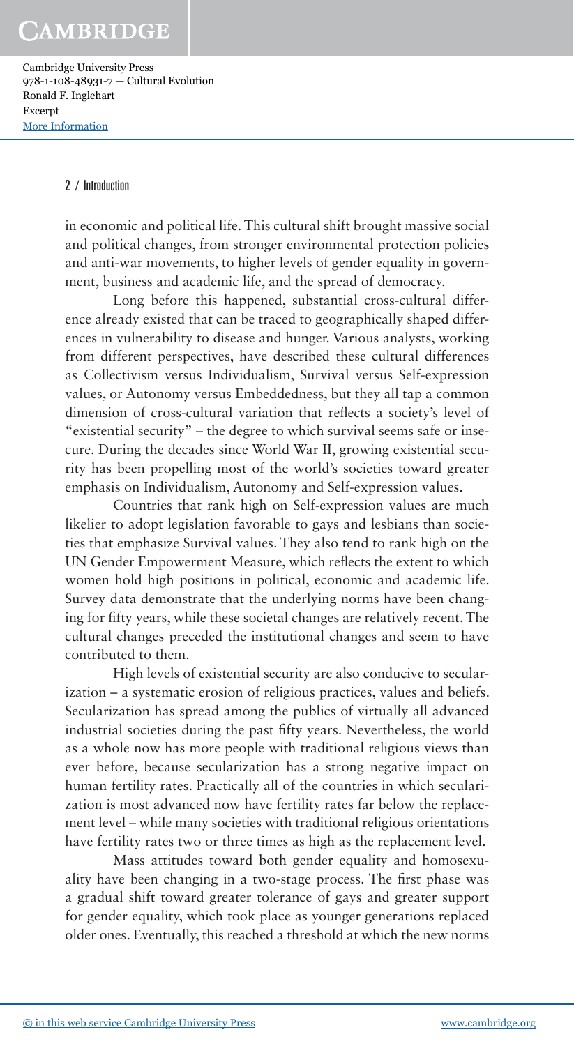in economic and political life. This cultural shift brought massive social and political changes, from stronger environmental protection policies and anti-war movements, to higher levels of gender equality in government, business and academic life, and the spread of democracy.

Long before this happened, substantial cross-cultural difference already existed that can be traced to geographically shaped differences in vulnerability to disease and hunger. Various analysts, working from different perspectives, have described these cultural differences as Collectivism versus Individualism, Survival versus Self-expression values, or Autonomy versus Embeddedness, but they all tap a common dimension of cross-cultural variation that reflects a society's level of "existential security" – the degree to which survival seems safe or insecure. During the decades since World War II, growing existential security has been propelling most of the world's societies toward greater emphasis on Individualism, Autonomy and Self-expression values.

Countries that rank high on Self-expression values are much likelier to adopt legislation favorable to gays and lesbians than societies that emphasize Survival values. They also tend to rank high on the UN Gender Empowerment Measure, which reflects the extent to which women hold high positions in political, economic and academic life. Survey data demonstrate that the underlying norms have been changing for fifty years, while these societal changes are relatively recent. The cultural changes preceded the institutional changes and seem to have contributed to them.

High levels of existential security are also conducive to secularization – a systematic erosion of religious practices, values and beliefs. Secularization has spread among the publics of virtually all advanced industrial societies during the past fifty years. Nevertheless, the world as a whole now has more people with traditional religious views than ever before, because secularization has a strong negative impact on human fertility rates. Practically all of the countries in which secularization is most advanced now have fertility rates far below the replacement level – while many societies with traditional religious orientations have fertility rates two or three times as high as the replacement level.

Mass attitudes toward both gender equality and homosexuality have been changing in a two-stage process. The first phase was a gradual shift toward greater tolerance of gays and greater support for gender equality, which took place as younger generations replaced older ones. Eventually, this reached a threshold at which the new norms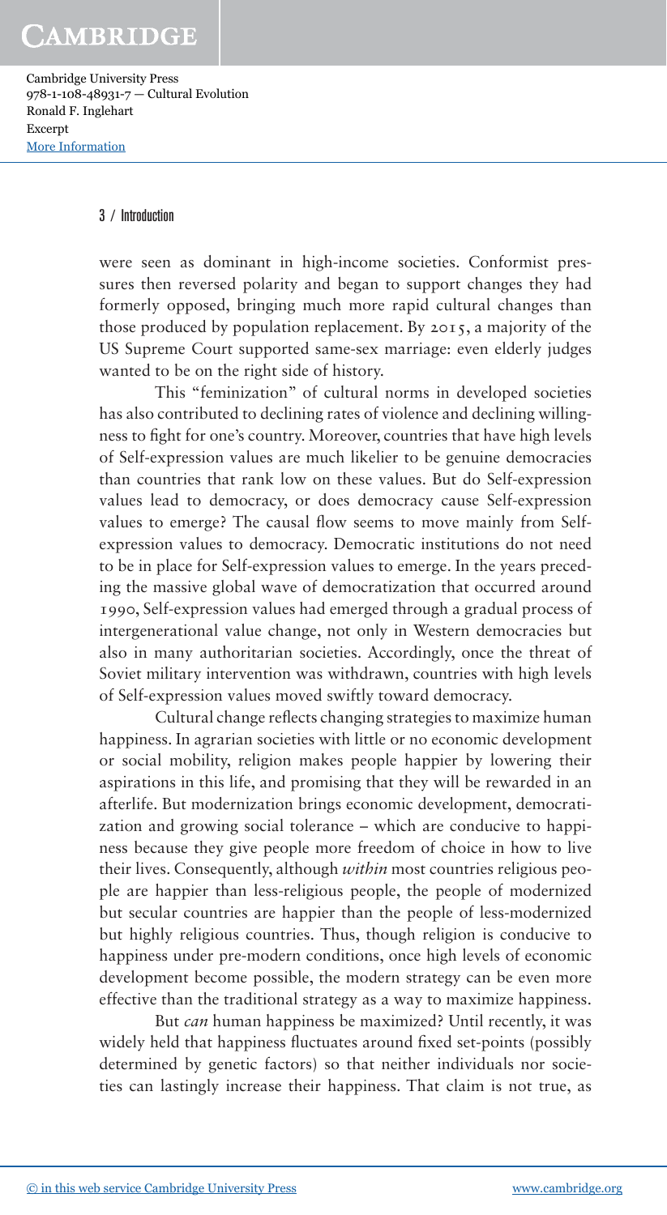were seen as dominant in high-income societies. Conformist pressures then reversed polarity and began to support changes they had formerly opposed, bringing much more rapid cultural changes than those produced by population replacement. By 2015, a majority of the US Supreme Court supported same-sex marriage: even elderly judges wanted to be on the right side of history.

This "feminization" of cultural norms in developed societies has also contributed to declining rates of violence and declining willingness to fight for one's country. Moreover, countries that have high levels of Self-expression values are much likelier to be genuine democracies than countries that rank low on these values. But do Self-expression values lead to democracy, or does democracy cause Self-expression values to emerge? The causal flow seems to move mainly from Self-expression values to democracy. Democratic institutions do not need to be in place for Self-expression values to emerge. In the years preceding the massive global wave of democratization that occurred around 1990, Self-expression values had emerged through a gradual process of intergenerational value change, not only in Western democracies but also in many authoritarian societies. Accordingly, once the threat of Soviet military intervention was withdrawn, countries with high levels of Self-expression values moved swiftly toward democracy.

Cultural change reflects changing strategies to maximize human happiness. In agrarian societies with little or no economic development or social mobility, religion makes people happier by lowering their aspirations in this life, and promising that they will be rewarded in an afterlife. But modernization brings economic development, democratization and growing social tolerance – which are conducive to happiness because they give people more freedom of choice in how to live their lives. Consequently, although *within* most countries religious people are happier than less-religious people, the people of modernized but secular countries are happier than the people of less-modernized but highly religious countries. Thus, though religion is conducive to happiness under pre-modern conditions, once high levels of economic development become possible, the modern strategy can be even more effective than the traditional strategy as a way to maximize happiness.

But *can* human happiness be maximized? Until recently, it was widely held that happiness fluctuates around fixed set-points (possibly determined by genetic factors) so that neither individuals nor societies can lastingly increase their happiness. That claim is not true, as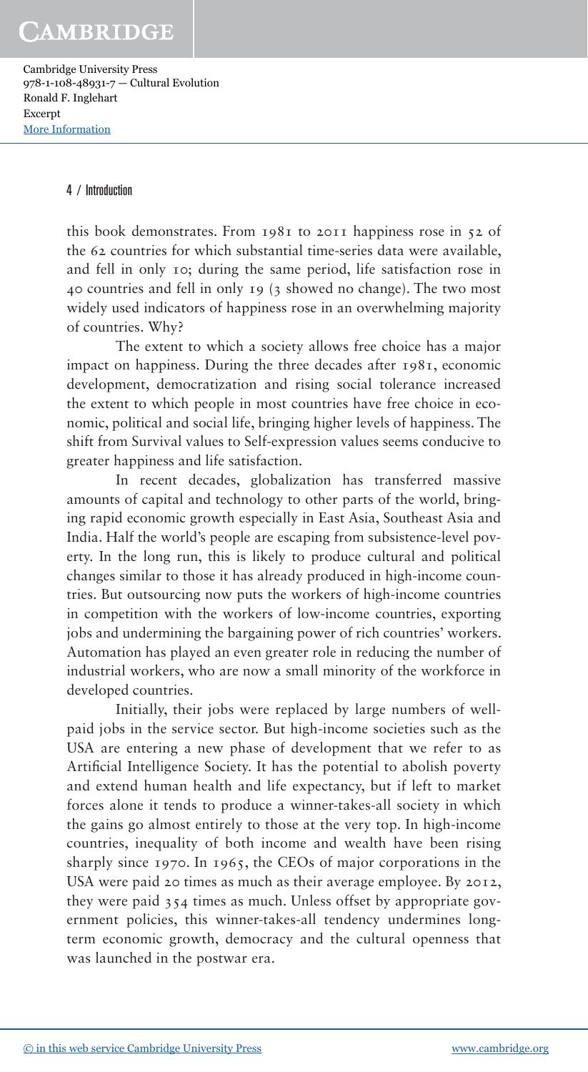this book demonstrates. From 1981 to 2011 happiness rose in 52 of the 62 countries for which substantial time-series data were available, and fell in only 10; during the same period, life satisfaction rose in 40 countries and fell in only 19 (3 showed no change). The two most widely used indicators of happiness rose in an overwhelming majority of countries. Why?

The extent to which a society allows free choice has a major impact on happiness. During the three decades after 1981, economic development, democratization and rising social tolerance increased the extent to which people in most countries have free choice in economic, political and social life, bringing higher levels of happiness. The shift from Survival values to Self-expression values seems conducive to greater happiness and life satisfaction.

In recent decades, globalization has transferred massive amounts of capital and technology to other parts of the world, bringing rapid economic growth especially in East Asia, Southeast Asia and India. Half the world's people are escaping from subsistence-level poverty. In the long run, this is likely to produce cultural and political changes similar to those it has already produced in high-income countries. But outsourcing now puts the workers of high-income countries in competition with the workers of low-income countries, exporting jobs and undermining the bargaining power of rich countries' workers. Automation has played an even greater role in reducing the number of industrial workers, who are now a small minority of the workforce in developed countries.

Initially, their jobs were replaced by large numbers of well-paid jobs in the service sector. But high-income societies such as the USA are entering a new phase of development that we refer to as Artificial Intelligence Society. It has the potential to abolish poverty and extend human health and life expectancy, but if left to market forces alone it tends to produce a winner-takes-all society in which the gains go almost entirely to those at the very top. In high-income countries, inequality of both income and wealth have been rising sharply since 1970. In 1965, the CEOs of major corporations in the USA were paid 20 times as much as their average employee. By 2012, they were paid 354 times as much. Unless offset by appropriate government policies, this winner-takes-all tendency undermines long-term economic growth, democracy and the cultural openness that was launched in the postwar era.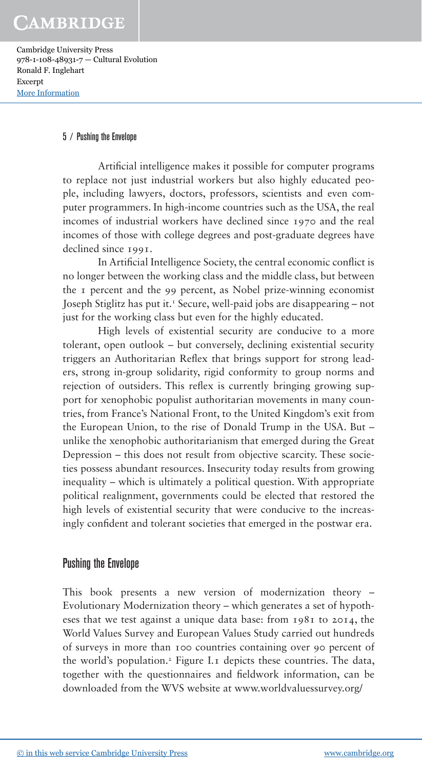Artificial intelligence makes it possible for computer programs to replace not just industrial workers but also highly educated people, including lawyers, doctors, professors, scientists and even computer programmers. In high-income countries such as the USA, the real incomes of industrial workers have declined since 1970 and the real incomes of those with college degrees and post-graduate degrees have declined since 1991.

In Artificial Intelligence Society, the central economic conflict is no longer between the working class and the middle class, but between the 1 percent and the 99 percent, as Nobel prize-winning economist Joseph Stiglitz has put it.[1] Secure, well-paid jobs are disappearing – not just for the working class but even for the highly educated.

High levels of existential security are conducive to a more tolerant, open outlook – but conversely, declining existential security triggers an Authoritarian Reflex that brings support for strong leaders, strong in-group solidarity, rigid conformity to group norms and rejection of outsiders. This reflex is currently bringing growing support for xenophobic populist authoritarian movements in many countries, from France's National Front, to the United Kingdom's exit from the European Union, to the rise of Donald Trump in the USA. But – unlike the xenophobic authoritarianism that emerged during the Great Depression – this does not result from objective scarcity. These societies possess abundant resources. Insecurity today results from growing inequality – which is ultimately a political question. With appropriate political realignment, governments could be elected that restored the high levels of existential security that were conducive to the increasingly confident and tolerant societies that emerged in the postwar era.

## Pushing the Envelope

This book presents a new version of modernization theory – Evolutionary Modernization theory – which generates a set of hypotheses that we test against a unique data base: from 1981 to 2014, the World Values Survey and European Values Study carried out hundreds of surveys in more than 100 countries containing over 90 percent of the world's population.[2] Figure I.1 depicts these countries. The data, together with the questionnaires and fieldwork information, can be downloaded from the WVS website at www.worldvaluessurvey.org/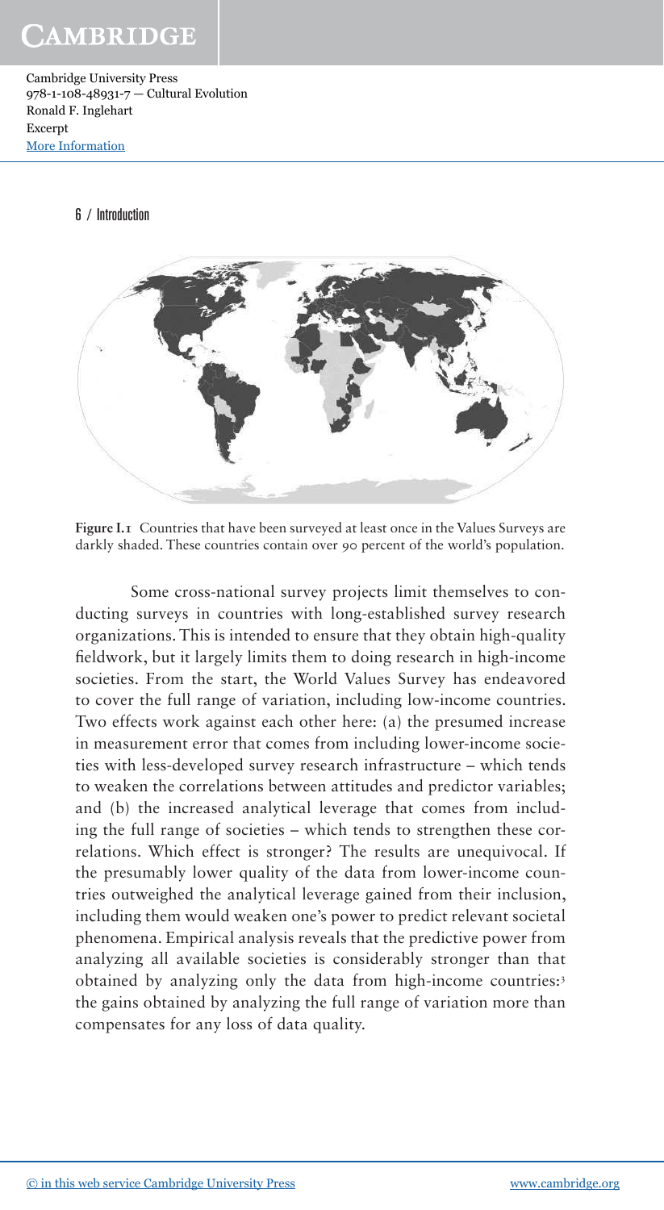**Figure I.1** Countries that have been surveyed at least once in the Values Surveys are darkly shaded. These countries contain over 90 percent of the world's population.

Some cross-national survey projects limit themselves to conducting surveys in countries with long-established survey research organizations. This is intended to ensure that they obtain high-quality fieldwork, but it largely limits them to doing research in high-income societies. From the start, the World Values Survey has endeavored to cover the full range of variation, including low-income countries. Two effects work against each other here: (a) the presumed increase in measurement error that comes from including lower-income societies with less-developed survey research infrastructure – which tends to weaken the correlations between attitudes and predictor variables; and (b) the increased analytical leverage that comes from including the full range of societies – which tends to strengthen these correlations. Which effect is stronger? The results are unequivocal. If the presumably lower quality of the data from lower-income countries outweighed the analytical leverage gained from their inclusion, including them would weaken one's power to predict relevant societal phenomena. Empirical analysis reveals that the predictive power from analyzing all available societies is considerably stronger than that obtained by analyzing only the data from high-income countries:[3] the gains obtained by analyzing the full range of variation more than compensates for any loss of data quality.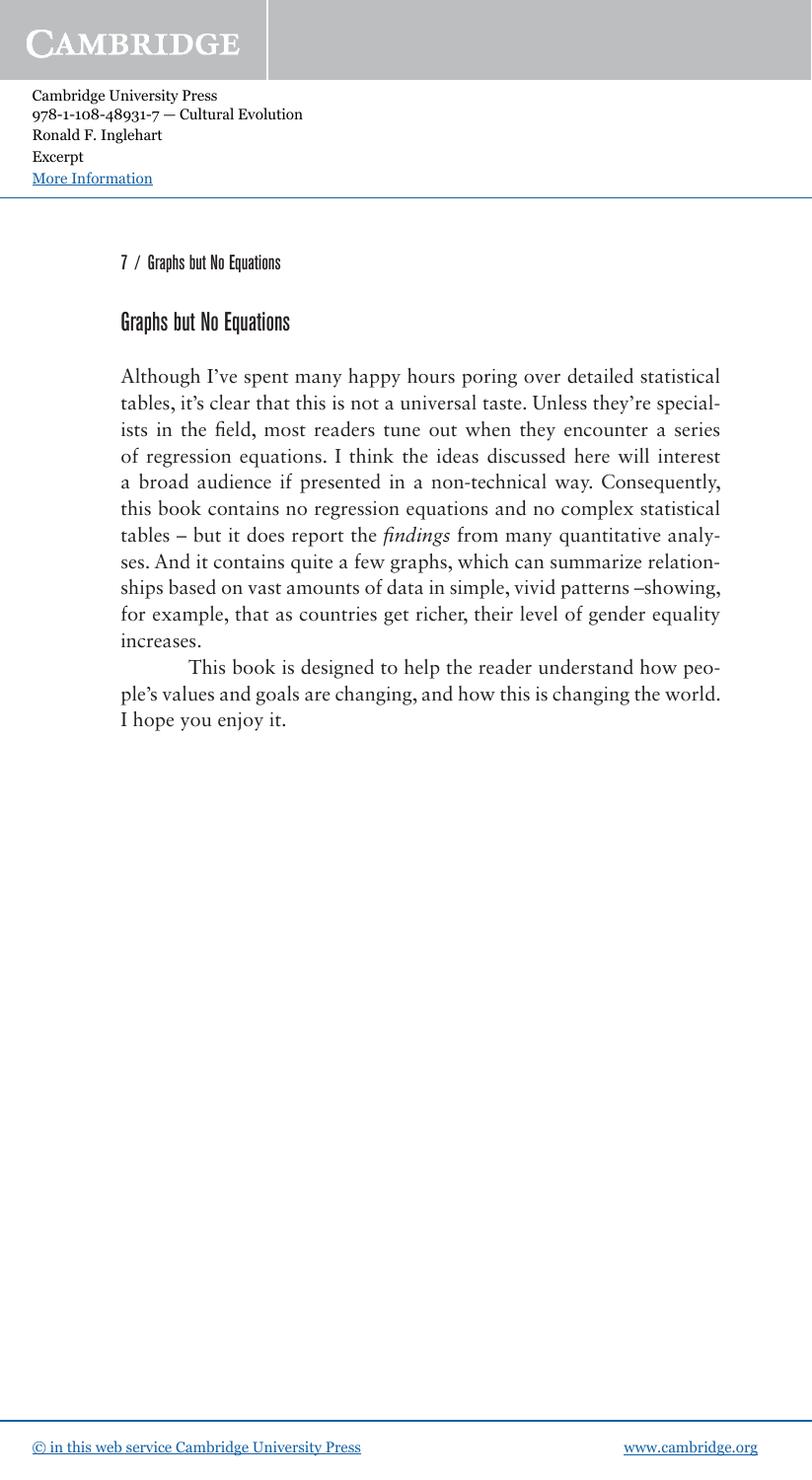## Graphs but No Equations

Although I've spent many happy hours poring over detailed statistical tables, it's clear that this is not a universal taste. Unless they're specialists in the field, most readers tune out when they encounter a series of regression equations. I think the ideas discussed here will interest a broad audience if presented in a non-technical way. Consequently, this book contains no regression equations and no complex statistical tables – but it does report the *findings* from many quantitative analyses. And it contains quite a few graphs, which can summarize relationships based on vast amounts of data in simple, vivid patterns –showing, for example, that as countries get richer, their level of gender equality increases.

This book is designed to help the reader understand how people's values and goals are changing, and how this is changing the world. I hope you enjoy it.